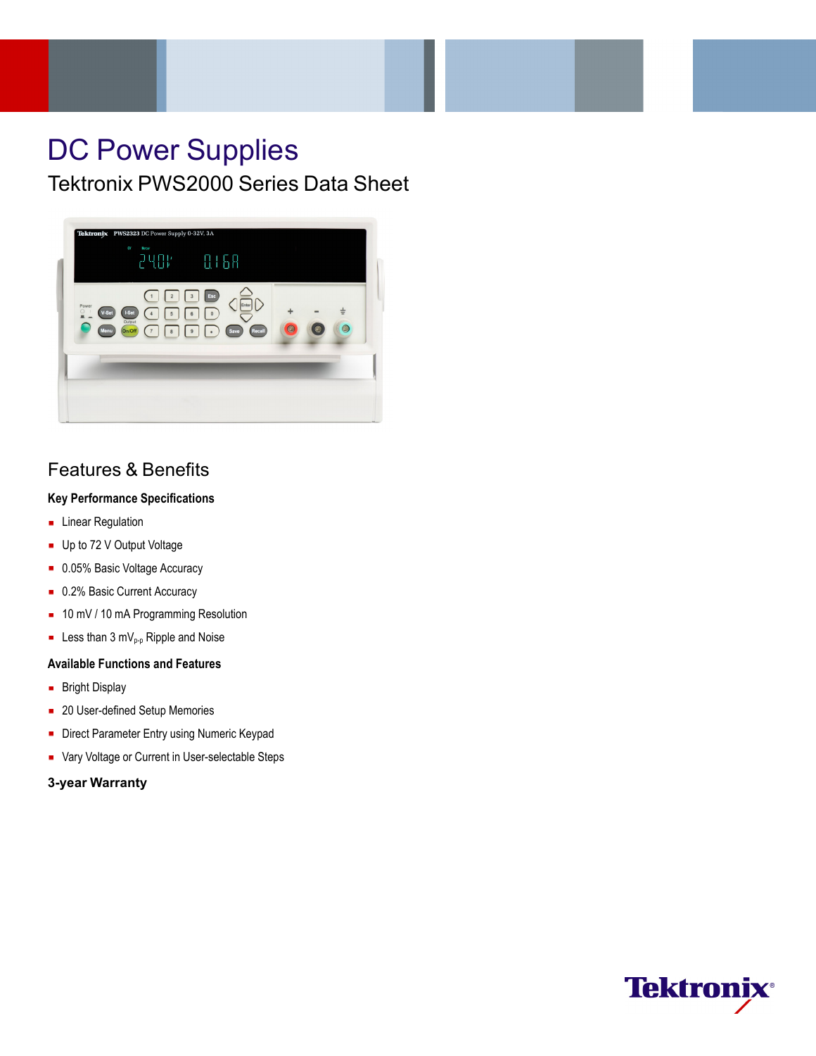# DC Power Supplies

## Tektronix PWS2000 Series Data Sheet

## Features & Benefits

### Key Performance Specifications

- Linear Regulation
- Up to 72 V Output Voltage
- 0.05% Basic Voltage Accuracy
- 0.2% Basic Current Accuracy
- 10 mV / 10 mA Programming Resolution
- Less than 3 $mV_{p-p}$ Ripple and Noise

### Available Functions and Features

- Bright Display
- 20 User-defined Setup Memories
- Direct Parameter Entry using Numeric Keypad
- Vary Voltage or Current in User-selectable Steps

### 3-year Warranty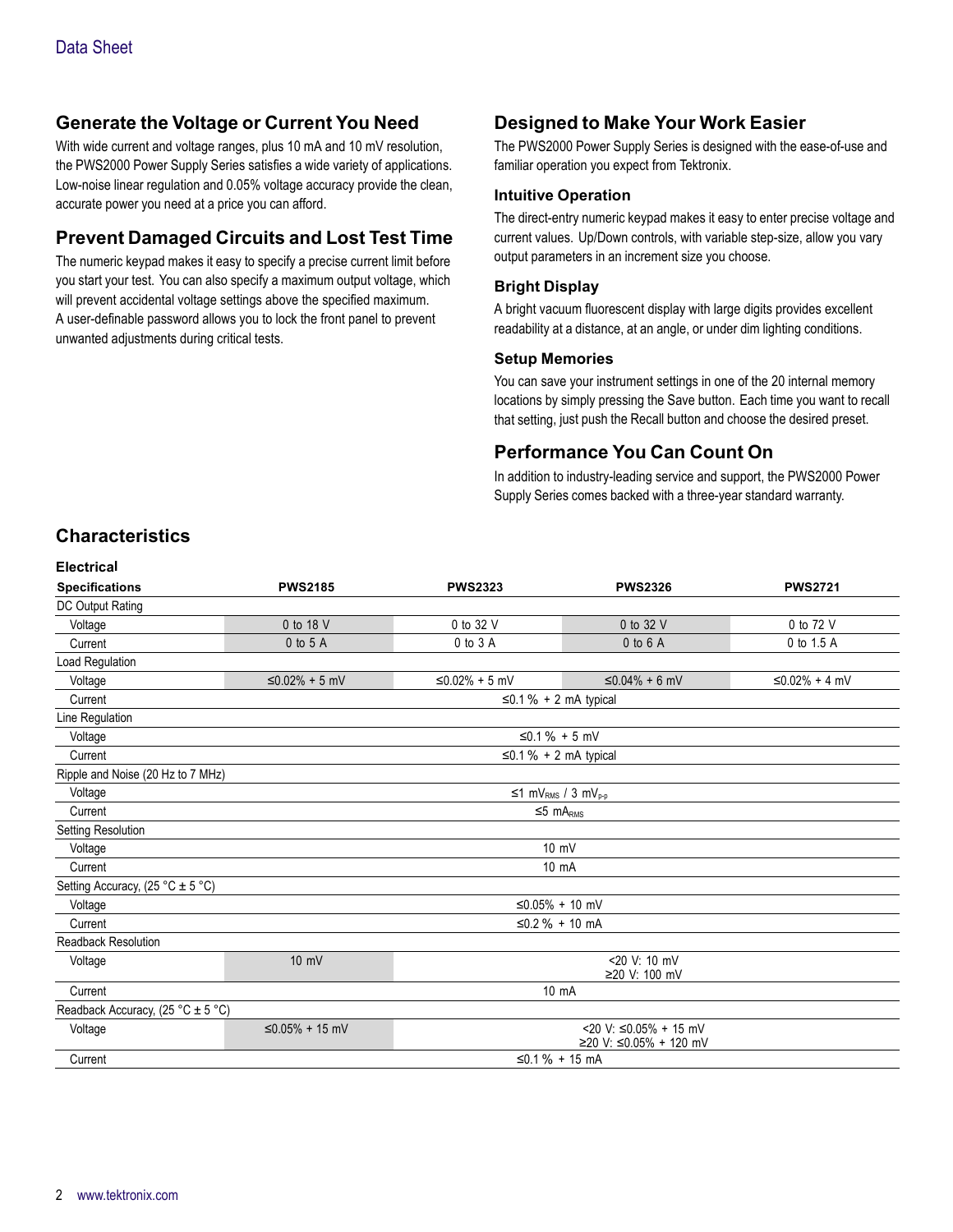## Generate the Voltage or Current You Need

With wide current and voltage ranges, plus 10 mA and 10 mV resolution, the PWS2000 Power Supply Series satisfies a wide variety of applications. Low-noise linear regulation and 0.05% voltage accuracy provide the clean, accurate power you need at a price you can afford.

## Prevent Damaged Circuits and Lost Test Time

The numeric keypad makes it easy to specify a precise current limit before you start your test. You can also specify a maximum output voltage, which will prevent accidental voltage settings above the specified maximum. A user-definable password allows you to lock the front panel to prevent unwanted adjustments during critical tests.

## Designed to Make Your Work Easier

The PWS2000 Power Supply Series is designed with the ease-of-use and familiar operation you expect from Tektronix.

### Intuitive Operation

The direct-entry numeric keypad makes it easy to enter precise voltage and current values. Up/Down controls, with variable step-size, allow you vary output parameters in an increment size you choose.

### Bright Display

A bright vacuum fluorescent display with large digits provides excellent readability at a distance, at an angle, or under dim lighting conditions.

### Setup Memories

You can save your instrument settings in one of the 20 internal memory locations by simply pressing the Save button. Each time you want to recall that setting, just push the Recall button and choose the desired preset.

## Performance You Can Count On

In addition to industry-leading service and support, the PWS2000 Power Supply Series comes backed with a three-year standard warranty.

## Characteristics

### Electrical

| Specifications | PWS2185 | PWS2323 | PWS2326 | PWS2721 |
|---|---|---|---|---|
| DC Output Rating | | | | |
| Voltage | 0 to 18 V | 0 to 32 V | 0 to 32 V | 0 to 72 V |
| Current | 0 to 5 A | 0 to 3 A | 0 to 6 A | 0 to 1.5 A |
| Load Regulation | | | | |
| Voltage | ≤0.02% + 5 mV | ≤0.02% + 5 mV | ≤0.04% + 6 mV | ≤0.02% + 4 mV |
| Current | ≤0.1 % + 2 mA typical | | | |
| Line Regulation | | | | |
| Voltage | ≤0.1 % + 5 mV | | | |
| Current | ≤0.1 % + 2 mA typical | | | |
| Ripple and Noise (20 Hz to 7 MHz) | | | | |
| Voltage | ≤1 $mV_{RMS}$ / 3 $mV_{p-p}$ | | | |
| Current | ≤5 $mA_{RMS}$ | | | |
| Setting Resolution | | | | |
| Voltage | 10 mV | | | |
| Current | 10 mA | | | |
| Setting Accuracy, (25 °C ± 5 °C) | | | | |
| Voltage | ≤0.05% + 10 mV | | | |
| Current | ≤0.2 % + 10 mA | | | |
| Readback Resolution | | | | |
| Voltage | 10 mV | <20 V: 10 mV<br>≥20 V: 100 mV | | |
| Current | 10 mA | | | |
| Readback Accuracy, (25 °C ± 5 °C) | | | | |
| Voltage | ≤0.05% + 15 mV | <20 V: ≤0.05% + 15 mV<br>≥20 V: ≤0.05% + 120 mV | | |
| Current | ≤0.1 % + 15 mA | | | |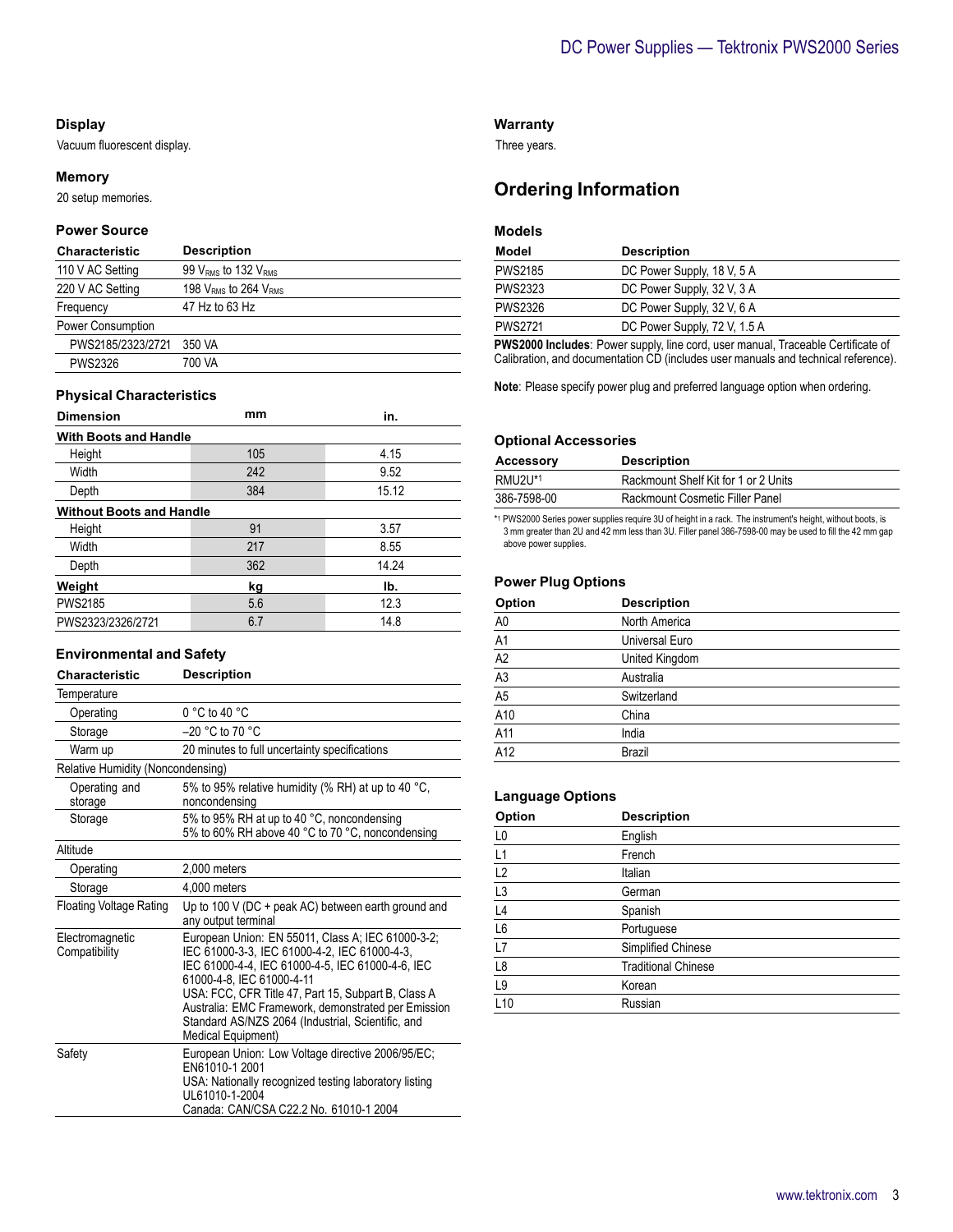### Display

Vacuum fluorescent display.

### Memory

20 setup memories.

### Power Source

| Characteristic | Description |
|---|---|
| 110 V AC Setting | 99 $V_{RMS}$ to 132 $V_{RMS}$ |
| 220 V AC Setting | 198 $V_{RMS}$ to 264 $V_{RMS}$ |
| Frequency | 47 Hz to 63 Hz |
| Power Consumption | |
| PWS2185/2323/2721 | 350 VA |
| PWS2326 | 700 VA |

### Physical Characteristics

| Dimension | mm | in. |
|---|---|---|
| **With Boots and Handle** | | |
| Height | 105 | 4.15 |
| Width | 242 | 9.52 |
| Depth | 384 | 15.12 |
| **Without Boots and Handle** | | |
| Height | 91 | 3.57 |
| Width | 217 | 8.55 |
| Depth | 362 | 14.24 |
| **Weight** | **kg** | **lb.** |
| PWS2185 | 5.6 | 12.3 |
| PWS2323/2326/2721 | 6.7 | 14.8 |

### Environmental and Safety

| Characteristic | Description |
|---|---|
| Temperature | |
| Operating | 0 °C to 40 °C |
| Storage | –20 °C to 70 °C |
| Warm up | 20 minutes to full uncertainty specifications |
| Relative Humidity (Noncondensing) | |
| Operating and storage | 5% to 95% relative humidity (% RH) at up to 40 °C, noncondensing |
| Storage | 5% to 95% RH at up to 40 °C, noncondensing<br>5% to 60% RH above 40 °C to 70 °C, noncondensing |
| Altitude | |
| Operating | 2,000 meters |
| Storage | 4,000 meters |
| Floating Voltage Rating | Up to 100 V (DC + peak AC) between earth ground and any output terminal |
| Electromagnetic Compatibility | European Union: EN 55011, Class A; IEC 61000-3-2; IEC 61000-3-3, IEC 61000-4-2, IEC 61000-4-3, IEC 61000-4-4, IEC 61000-4-5, IEC 61000-4-6, IEC 61000-4-8, IEC 61000-4-11<br>USA: FCC, CFR Title 47, Part 15, Subpart B, Class A<br>Australia: EMC Framework, demonstrated per Emission Standard AS/NZS 2064 (Industrial, Scientific, and Medical Equipment) |
| Safety | European Union: Low Voltage directive 2006/95/EC; EN61010-1 2001<br>USA: Nationally recognized testing laboratory listing UL61010-1-2004<br>Canada: CAN/CSA C22.2 No. 61010-1 2004 |

### Warranty

Three years.

## Ordering Information

### Models

| Model | Description |
|---|---|
| PWS2185 | DC Power Supply, 18 V, 5 A |
| PWS2323 | DC Power Supply, 32 V, 3 A |
| PWS2326 | DC Power Supply, 32 V, 6 A |
| PWS2721 | DC Power Supply, 72 V, 1.5 A |

**PWS2000 Includes**: Power supply, line cord, user manual, Traceable Certificate of Calibration, and documentation CD (includes user manuals and technical reference).

**Note**: Please specify power plug and preferred language option when ordering.

### Optional Accessories

| Accessory | Description |
|---|---|
| RMU2U*[1] | Rackmount Shelf Kit for 1 or 2 Units |
| 386-7598-00 | Rackmount Cosmetic Filler Panel |

*[1] PWS2000 Series power supplies require 3U of height in a rack. The instrument's height, without boots, is 3 mm greater than 2U and 42 mm less than 3U. Filler panel 386-7598-00 may be used to fill the 42 mm gap above power supplies.

### Power Plug Options

| Option | Description |
|---|---|
| A0 | North America |
| A1 | Universal Euro |
| A2 | United Kingdom |
| A3 | Australia |
| A5 | Switzerland |
| A10 | China |
| A11 | India |
| A12 | Brazil |

### Language Options

| Option | Description |
|---|---|
| L0 | English |
| L1 | French |
| L2 | Italian |
| L3 | German |
| L4 | Spanish |
| L6 | Portuguese |
| L7 | Simplified Chinese |
| L8 | Traditional Chinese |
| L9 | Korean |
| L10 | Russian |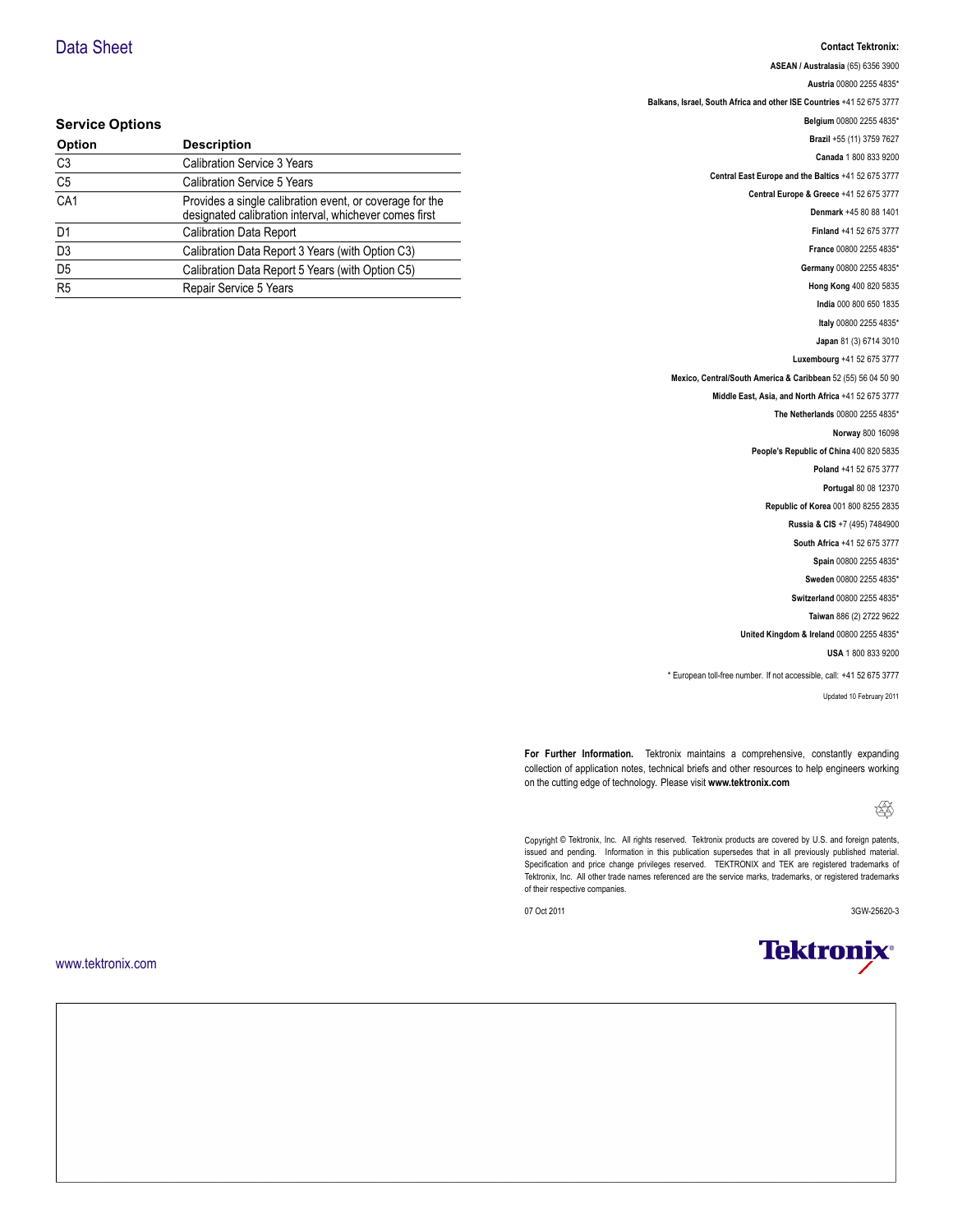## Service Options

| Option | Description |
|---|---|
| C3 | Calibration Service 3 Years |
| C5 | Calibration Service 5 Years |
| CA1 | Provides a single calibration event, or coverage for the designated calibration interval, whichever comes first |
| D1 | Calibration Data Report |
| D3 | Calibration Data Report 3 Years (with Option C3) |
| D5 | Calibration Data Report 5 Years (with Option C5) |
| R5 | Repair Service 5 Years |

**Contact Tektronix:**

**ASEAN / Australasia** (65) 6356 3900

**Austria** 00800 2255 4835*

**Balkans, Israel, South Africa and other ISE Countries** +41 52 675 3777

**Belgium** 00800 2255 4835*

**Brazil** +55 (11) 3759 7627

**Canada** 1 800 833 9200

**Central East Europe and the Baltics** +41 52 675 3777

**Central Europe & Greece** +41 52 675 3777

**Denmark** +45 80 88 1401

**Finland** +41 52 675 3777

**France** 00800 2255 4835*

**Germany** 00800 2255 4835*

**Hong Kong** 400 820 5835

**India** 000 800 650 1835

**Italy** 00800 2255 4835*

**Japan** 81 (3) 6714 3010

**Luxembourg** +41 52 675 3777

**Mexico, Central/South America & Caribbean** 52 (55) 56 04 50 90

**Middle East, Asia, and North Africa** +41 52 675 3777

**The Netherlands** 00800 2255 4835*

**Norway** 800 16098

**People's Republic of China** 400 820 5835

**Poland** +41 52 675 3777

**Portugal** 80 08 12370

**Republic of Korea** 001 800 8255 2835

**Russia & CIS** +7 (495) 7484900

**South Africa** +41 52 675 3777

**Spain** 00800 2255 4835*

**Sweden** 00800 2255 4835*

**Switzerland** 00800 2255 4835*

**Taiwan** 886 (2) 2722 9622

**United Kingdom & Ireland** 00800 2255 4835*

**USA** 1 800 833 9200

* European toll-free number. If not accessible, call: +41 52 675 3777

Updated 10 February 2011

**For Further Information.** Tektronix maintains a comprehensive, constantly expanding collection of application notes, technical briefs and other resources to help engineers working on the cutting edge of technology. Please visit **www.tektronix.com**

Copyright © Tektronix, Inc. All rights reserved. Tektronix products are covered by U.S. and foreign patents, issued and pending. Information in this publication supersedes that in all previously published material. Specification and price change privileges reserved. TEKTRONIX and TEK are registered trademarks of Tektronix, Inc. All other trade names referenced are the service marks, trademarks, or registered trademarks of their respective companies.

07 Oct 2011

3GW-25620-3

Tektronix®